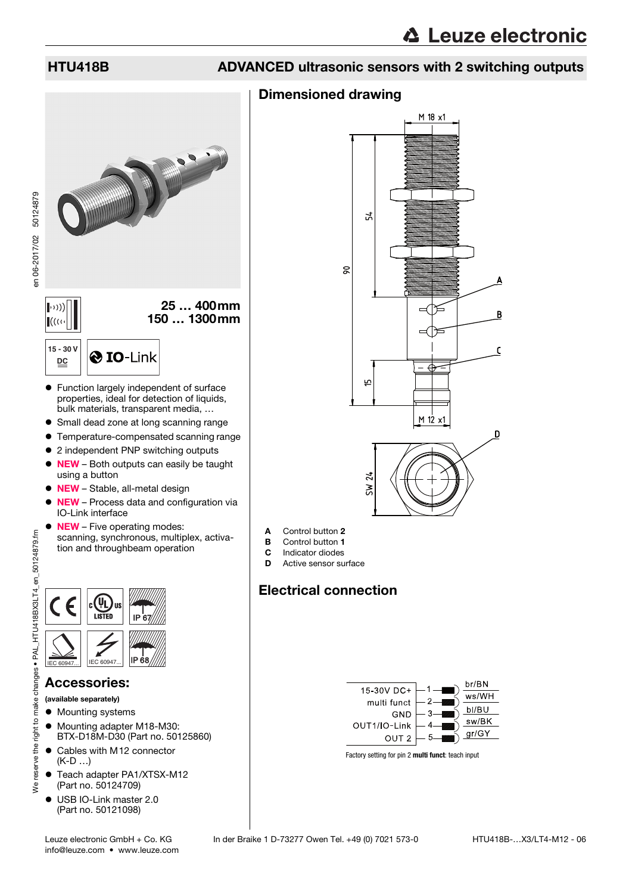# HTU418B

## ADVANCED ultrasonic sensors with 2 switching outputs

25 … 400mm
150 … 1300mm

15 - 30 V DC

IO-Link

- Function largely independent of surface properties, ideal for detection of liquids, bulk materials, transparent media, …
- Small dead zone at long scanning range
- Temperature-compensated scanning range
- 2 independent PNP switching outputs
- **NEW** – Both outputs can easily be taught using a button
- **NEW** – Stable, all-metal design
- **NEW** – Process data and configuration via IO-Link interface
- **NEW** – Five operating modes: scanning, synchronous, multiplex, activation and throughbeam operation

IP 67
IP 68

## Accessories:

**(available separately)**

- Mounting systems
- Mounting adapter M18-M30: BTX-D18M-D30 (Part no. 50125860)
- Cables with M12 connector (K-D …)
- Teach adapter PA1/XTSX-M12 (Part no. 50124709)
- USB IO-Link master 2.0 (Part no. 50121098)

## Dimensioned drawing

M 18 x1, 54, 90, 15, M 12 x1, SW 24

**A** Control button **2**
**B** Control button **1**
**C** Indicator diodes
**D** Active sensor surface

## Electrical connection

| Signal | Pin | Wire color |
|---|---|---|
| 15-30V DC+ | 1 | br/BN |
| multi funct | 2 | ws/WH |
| GND | 3 | bl/BU |
| OUT1/IO-Link | 4 | sw/BK |
| OUT 2 | 5 | gr/GY |

Factory setting for pin 2 **multi funct**: teach input

Leuze electronic GmbH + Co. KG In der Braike 1 D-73277 Owen Tel. +49 (0) 7021 573-0
info@leuze.com • www.leuze.com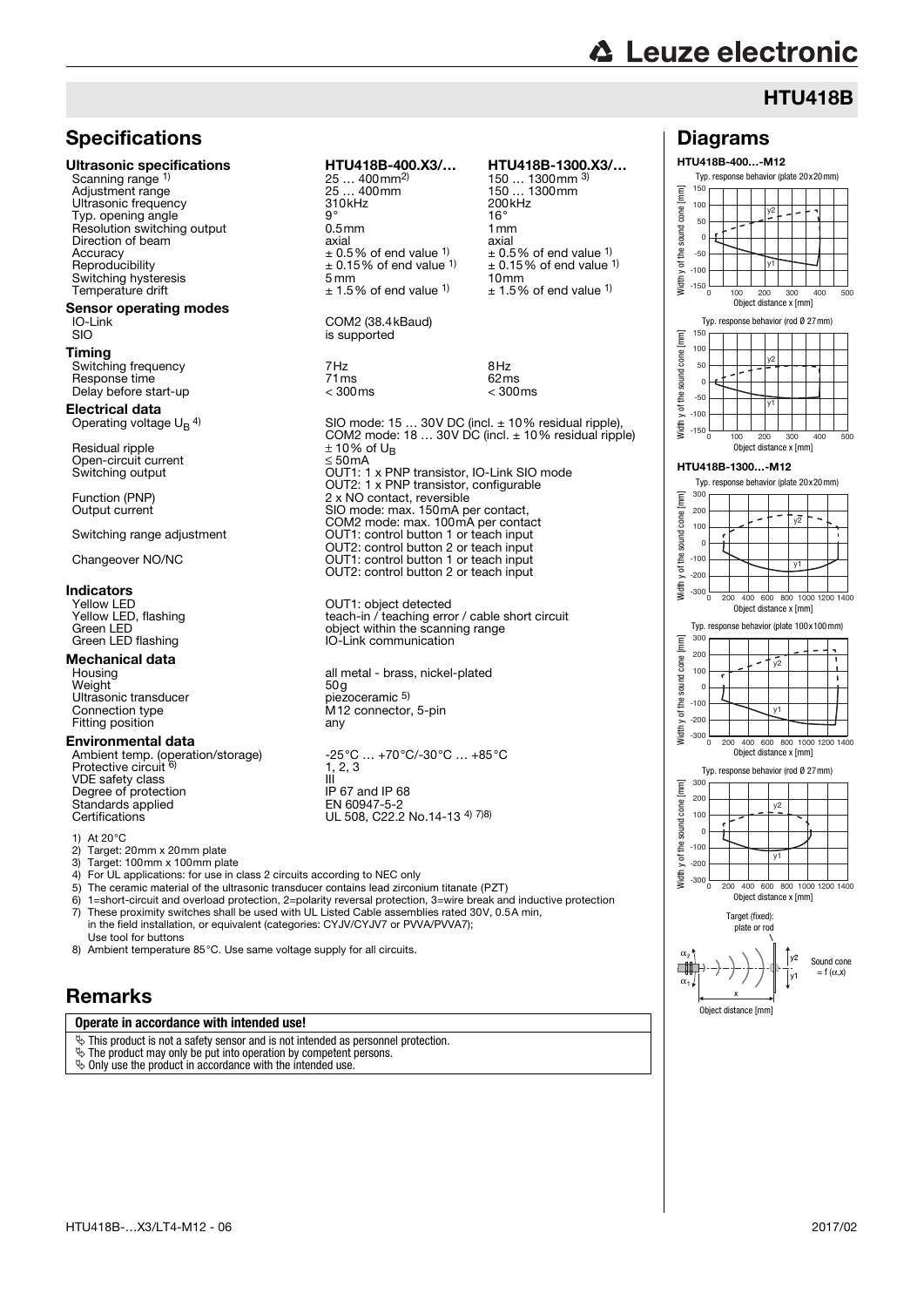## HTU418B

## Specifications

| | HTU418B-400.X3/… | HTU418B-1300.X3/… |
|---|---|---|
| **Ultrasonic specifications** | | |
| Scanning range [1] | 25 … 400mm [2] | 150 … 1300mm [3] |
| Adjustment range | 25 … 400mm | 150 … 1300mm |
| Ultrasonic frequency | 310kHz | 200kHz |
| Typ. opening angle | 9° | 16° |
| Resolution switching output | 0.5mm | 1mm |
| Direction of beam | axial | axial |
| Accuracy | ± 0.5% of end value [1] | ± 0.5% of end value [1] |
| Reproducibility | ± 0.15% of end value [1] | ± 0.15% of end value [1] |
| Switching hysteresis | 5mm | 10mm |
| Temperature drift | ± 1.5% of end value [1] | ± 1.5% of end value [1] |
| **Sensor operating modes** | | |
| IO-Link | COM2 (38.4kBaud) | |
| SIO | is supported | |
| **Timing** | | |
| Switching frequency | 7Hz | 8Hz |
| Response time | 71ms | 62ms |
| Delay before start-up | < 300ms | < 300ms |
| **Electrical data** | | |
| Operating voltage $U_B$ [4] | SIO mode: 15 … 30V DC (incl. ± 10% residual ripple), COM2 mode: 18 … 30V DC (incl. ± 10% residual ripple) | |
| Residual ripple | ± 10% of $U_B$ | |
| Open-circuit current | ≤ 50mA | |
| Switching output | OUT1: 1 x PNP transistor, IO-Link SIO mode<br>OUT2: 1 x PNP transistor, configurable | |
| Function (PNP) | 2 x NO contact, reversible | |
| Output current | SIO mode: max. 150mA per contact,<br>COM2 mode: max. 100mA per contact | |
| Switching range adjustment | OUT1: control button 1 or teach input<br>OUT2: control button 2 or teach input | |
| Changeover NO/NC | OUT1: control button 1 or teach input<br>OUT2: control button 2 or teach input | |
| **Indicators** | | |
| Yellow LED | OUT1: object detected | |
| Yellow LED, flashing | teach-in / teaching error / cable short circuit | |
| Green LED | object within the scanning range | |
| Green LED flashing | IO-Link communication | |
| **Mechanical data** | | |
| Housing | all metal - brass, nickel-plated | |
| Weight | 50g | |
| Ultrasonic transducer | piezoceramic [5] | |
| Connection type | M12 connector, 5-pin | |
| Fitting position | any | |
| **Environmental data** | | |
| Ambient temp. (operation/storage) | -25°C … +70°C/-30°C … +85°C | |
| Protective circuit [6] | 1, 2, 3 | |
| VDE safety class | III | |
| Degree of protection | IP 67 and IP 68 | |
| Standards applied | EN 60947-5-2 | |
| Certifications | UL 508, C22.2 No.14-13 [4] [7] [8] | |

1) At 20°C
2) Target: 20mm x 20mm plate
3) Target: 100mm x 100mm plate
4) For UL applications: for use in class 2 circuits according to NEC only
5) The ceramic material of the ultrasonic transducer contains lead zirconium titanate (PZT)
6) 1=short-circuit and overload protection, 2=polarity reversal protection, 3=wire break and inductive protection
7) These proximity switches shall be used with UL Listed Cable assemblies rated 30V, 0.5A min, in the field installation, or equivalent (categories: CYJV/CYJV7 or PVVA/PVVA7); Use tool for buttons
8) Ambient temperature 85°C. Use same voltage supply for all circuits.

## Remarks

**Operate in accordance with intended use!**

- This product is not a safety sensor and is not intended as personnel protection.
- The product may only be put into operation by competent persons.
- Only use the product in accordance with the intended use.

## Diagrams

**HTU418B-400…-M12**

Typ. response behavior (plate 20x20mm)

Typ. response behavior (rod Ø 27mm)

**HTU418B-1300…-M12**

Typ. response behavior (plate 20x20mm)

Typ. response behavior (plate 100x100mm)

Typ. response behavior (rod Ø 27mm)

Target (fixed): plate or rod

Sound cone = f (α,x)

Object distance [mm]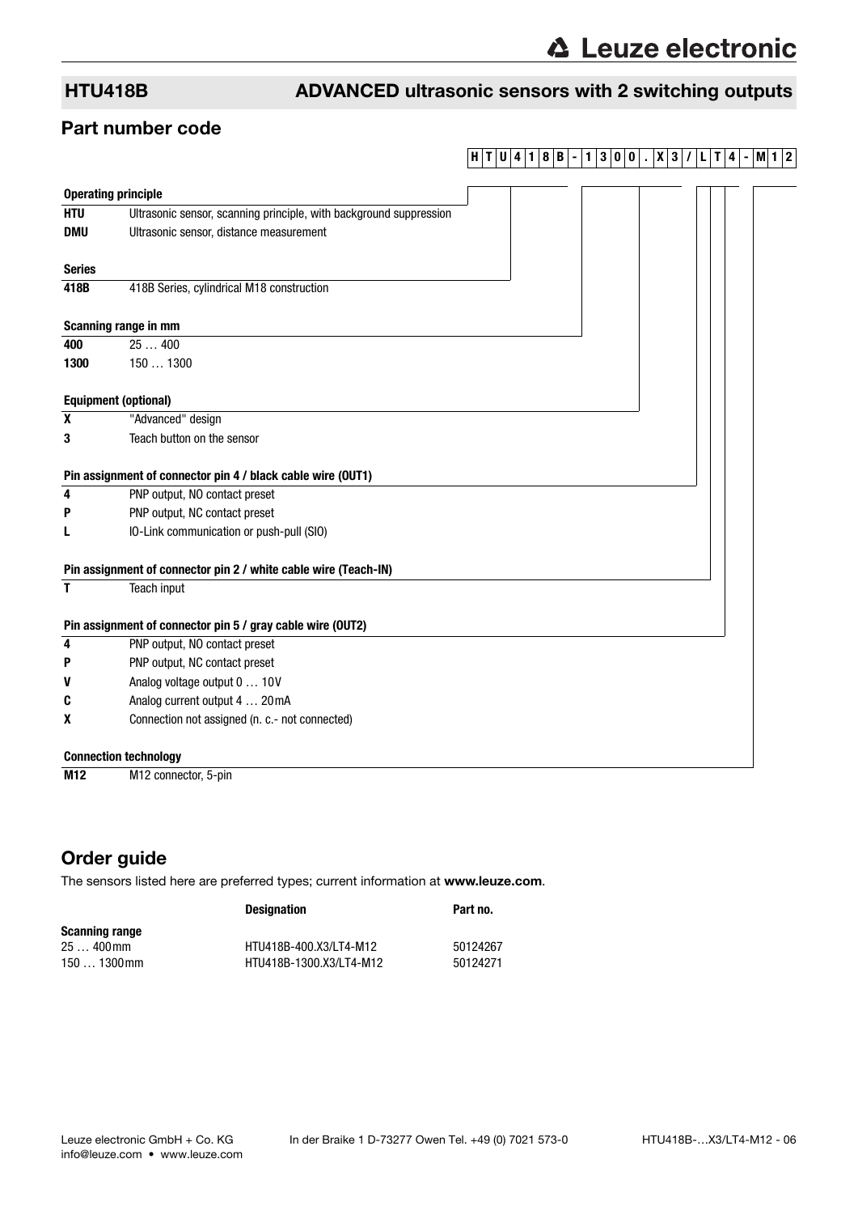## HTU418B — ADVANCED ultrasonic sensors with 2 switching outputs

## Part number code

**H T U 4 1 8 B - 1 3 0 0 . X 3 / L T 4 - M 1 2**

**Operating principle**

| | |
|---|---|
| **HTU** | Ultrasonic sensor, scanning principle, with background suppression |
| **DMU** | Ultrasonic sensor, distance measurement |

**Series**

| | |
|---|---|
| **418B** | 418B Series, cylindrical M18 construction |

**Scanning range in mm**

| | |
|---|---|
| **400** | 25 … 400 |
| **1300** | 150 … 1300 |

**Equipment (optional)**

| | |
|---|---|
| **X** | "Advanced" design |
| **3** | Teach button on the sensor |

**Pin assignment of connector pin 4 / black cable wire (OUT1)**

| | |
|---|---|
| **4** | PNP output, NO contact preset |
| **P** | PNP output, NC contact preset |
| **L** | IO-Link communication or push-pull (SIO) |

**Pin assignment of connector pin 2 / white cable wire (Teach-IN)**

| | |
|---|---|
| **T** | Teach input |

**Pin assignment of connector pin 5 / gray cable wire (OUT2)**

| | |
|---|---|
| **4** | PNP output, NO contact preset |
| **P** | PNP output, NC contact preset |
| **V** | Analog voltage output 0 … 10V |
| **C** | Analog current output 4 … 20mA |
| **X** | Connection not assigned (n. c.- not connected) |

**Connection technology**

| | |
|---|---|
| **M12** | M12 connector, 5-pin |

## Order guide

The sensors listed here are preferred types; current information at **www.leuze.com**.

| | Designation | Part no. |
|---|---|---|
| **Scanning range** | | |
| 25 … 400mm | HTU418B-400.X3/LT4-M12 | 50124267 |
| 150 … 1300mm | HTU418B-1300.X3/LT4-M12 | 50124271 |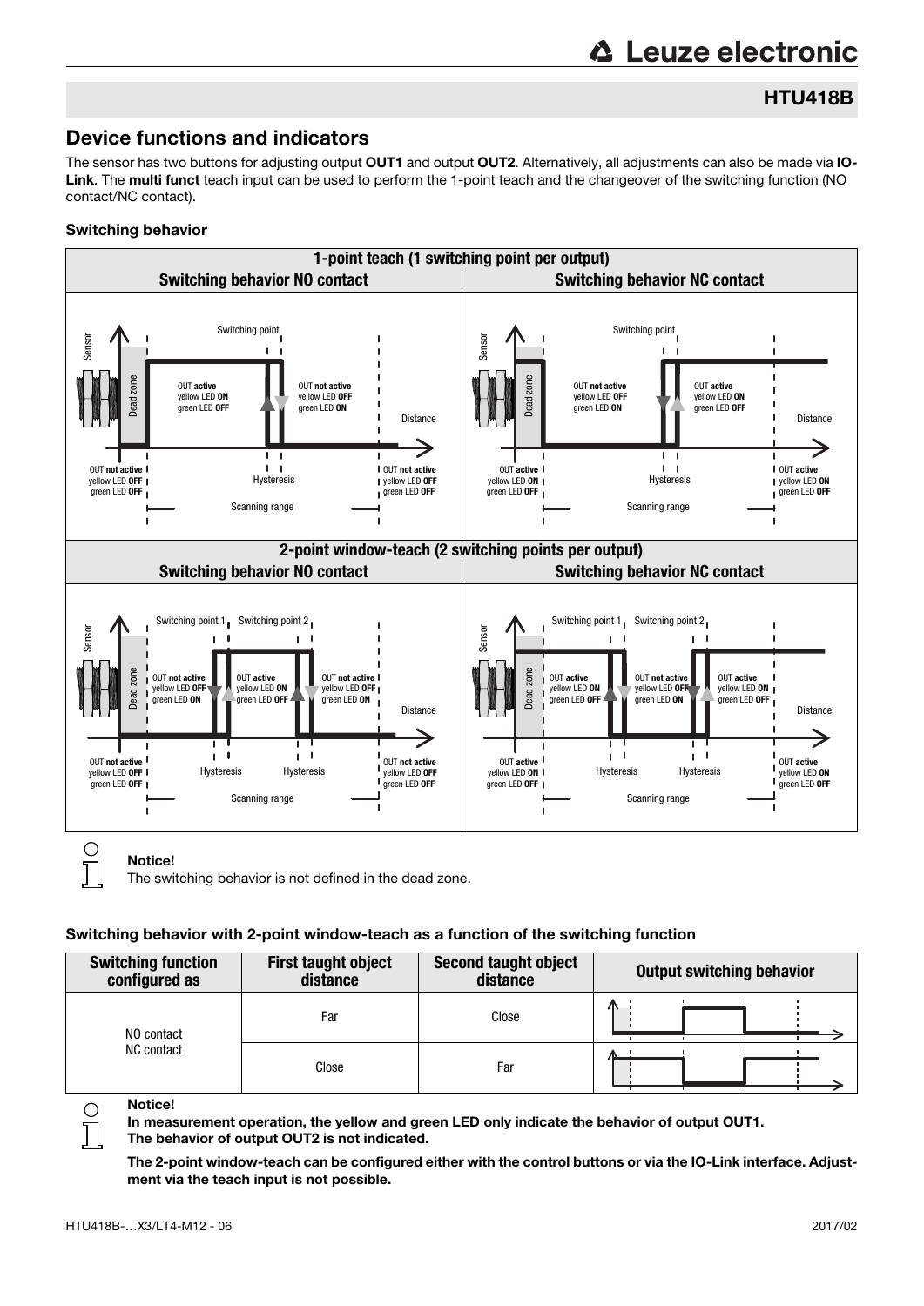## Device functions and indicators

The sensor has two buttons for adjusting output **OUT1** and output **OUT2**. Alternatively, all adjustments can also be made via **IO-Link**. The **multi funct** teach input can be used to perform the 1-point teach and the changeover of the switching function (NO contact/NC contact).

### Switching behavior

**1-point teach (1 switching point per output)**

| Switching behavior NO contact | Switching behavior NC contact |
|---|---|
| Dead zone: OUT not active, yellow LED OFF, green LED OFF | Dead zone: OUT active, yellow LED ON, green LED OFF |
| Before switching point: OUT active, yellow LED ON, green LED OFF | Before switching point: OUT not active, yellow LED OFF, green LED ON |
| After switching point: OUT not active, yellow LED OFF, green LED ON | After switching point: OUT active, yellow LED ON, green LED OFF |
| Beyond scanning range: OUT not active, yellow LED OFF, green LED OFF | Beyond scanning range: OUT active, yellow LED ON, green LED OFF |

**2-point window-teach (2 switching points per output)**

| Switching behavior NO contact | Switching behavior NC contact |
|---|---|
| Dead zone: OUT not active, yellow LED OFF, green LED OFF | Dead zone: OUT active, yellow LED ON, green LED OFF |
| Before switching point 1: OUT not active, yellow LED OFF, green LED ON | Before switching point 1: OUT active, yellow LED ON, green LED OFF |
| Between switching point 1 and 2: OUT active, yellow LED ON, green LED OFF | Between switching point 1 and 2: OUT not active, yellow LED OFF, green LED ON |
| After switching point 2: OUT not active, yellow LED OFF, green LED ON | After switching point 2: OUT active, yellow LED ON, green LED OFF |
| Beyond scanning range: OUT not active, yellow LED OFF, green LED OFF | Beyond scanning range: OUT active, yellow LED ON, green LED OFF |

**Notice!**
The switching behavior is not defined in the dead zone.

### Switching behavior with 2-point window-teach as a function of the switching function

| Switching function configured as | First taught object distance | Second taught object distance | Output switching behavior |
|---|---|---|---|
| NO contact<br>NC contact | Far | Close | Output active between switching points |
| | Close | Far | Output not active between switching points |

**Notice!**
**In measurement operation, the yellow and green LED only indicate the behavior of output OUT1. The behavior of output OUT2 is not indicated.**

**The 2-point window-teach can be configured either with the control buttons or via the IO-Link interface. Adjustment via the teach input is not possible.**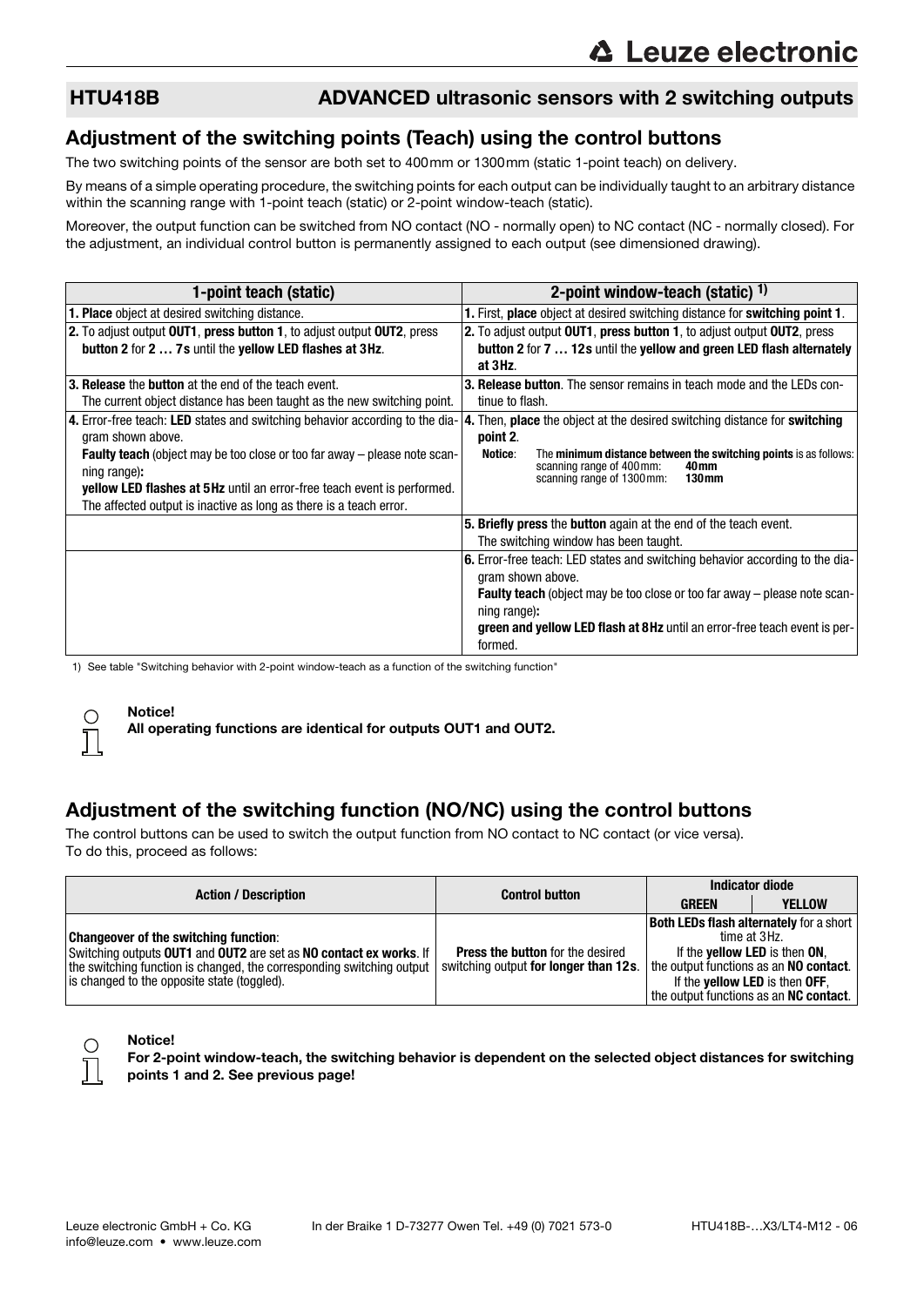## HTU418B ADVANCED ultrasonic sensors with 2 switching outputs

## Adjustment of the switching points (Teach) using the control buttons

The two switching points of the sensor are both set to 400mm or 1300mm (static 1-point teach) on delivery.

By means of a simple operating procedure, the switching points for each output can be individually taught to an arbitrary distance within the scanning range with 1-point teach (static) or 2-point window-teach (static).

Moreover, the output function can be switched from NO contact (NO - normally open) to NC contact (NC - normally closed). For the adjustment, an individual control button is permanently assigned to each output (see dimensioned drawing).

| 1-point teach (static) | 2-point window-teach (static) [1] |
|---|---|
| **1. Place** object at desired switching distance. | **1.** First, **place** object at desired switching distance for **switching point 1**. |
| **2.** To adjust output **OUT1**, **press button 1**, to adjust output **OUT2**, press **button 2** for **2 … 7s** until the **yellow LED flashes at 3Hz**. | **2.** To adjust output **OUT1**, **press button 1**, to adjust output **OUT2**, press **button 2 for 7 … 12s** until the **yellow and green LED flash alternately at 3Hz**. |
| **3. Release** the **button** at the end of the teach event. The current object distance has been taught as the new switching point. | **3. Release button**. The sensor remains in teach mode and the LEDs continue to flash. |
| **4.** Error-free teach: **LED** states and switching behavior according to the diagram shown above. **Faulty teach** (object may be too close or too far away – please note scanning range)**:** **yellow LED flashes at 5Hz** until an error-free teach event is performed. The affected output is inactive as long as there is a teach error. | **4.** Then, **place** the object at the desired switching distance for **switching point 2**. **Notice**: The **minimum distance between the switching points** is as follows: scanning range of 400mm: **40mm**; scanning range of 1300mm: **130mm** |
| | **5. Briefly press** the **button** again at the end of the teach event. The switching window has been taught. |
| | **6.** Error-free teach: LED states and switching behavior according to the diagram shown above. **Faulty teach** (object may be too close or too far away – please note scanning range)**:** **green and yellow LED flash at 8Hz** until an error-free teach event is performed. |

1) See table "Switching behavior with 2-point window-teach as a function of the switching function"

**Notice!**
**All operating functions are identical for outputs OUT1 and OUT2.**

## Adjustment of the switching function (NO/NC) using the control buttons

The control buttons can be used to switch the output function from NO contact to NC contact (or vice versa).
To do this, proceed as follows:

| Action / Description | Control button | Indicator diode | |
|---|---|---|---|
| | | **GREEN** | **YELLOW** |
| **Changeover of the switching function**: Switching outputs **OUT1** and **OUT2** are set as **NO contact ex works**. If the switching function is changed, the corresponding switching output is changed to the opposite state (toggled). | **Press the button** for the desired switching output **for longer than 12s**. | **Both LEDs flash alternately** for a short time at 3Hz. If the **yellow LED** is then **ON**, the output functions as an **NO contact**. If the **yellow LED** is then **OFF**, the output functions as an **NC contact**. | |

**Notice!**
**For 2-point window-teach, the switching behavior is dependent on the selected object distances for switching points 1 and 2. See previous page!**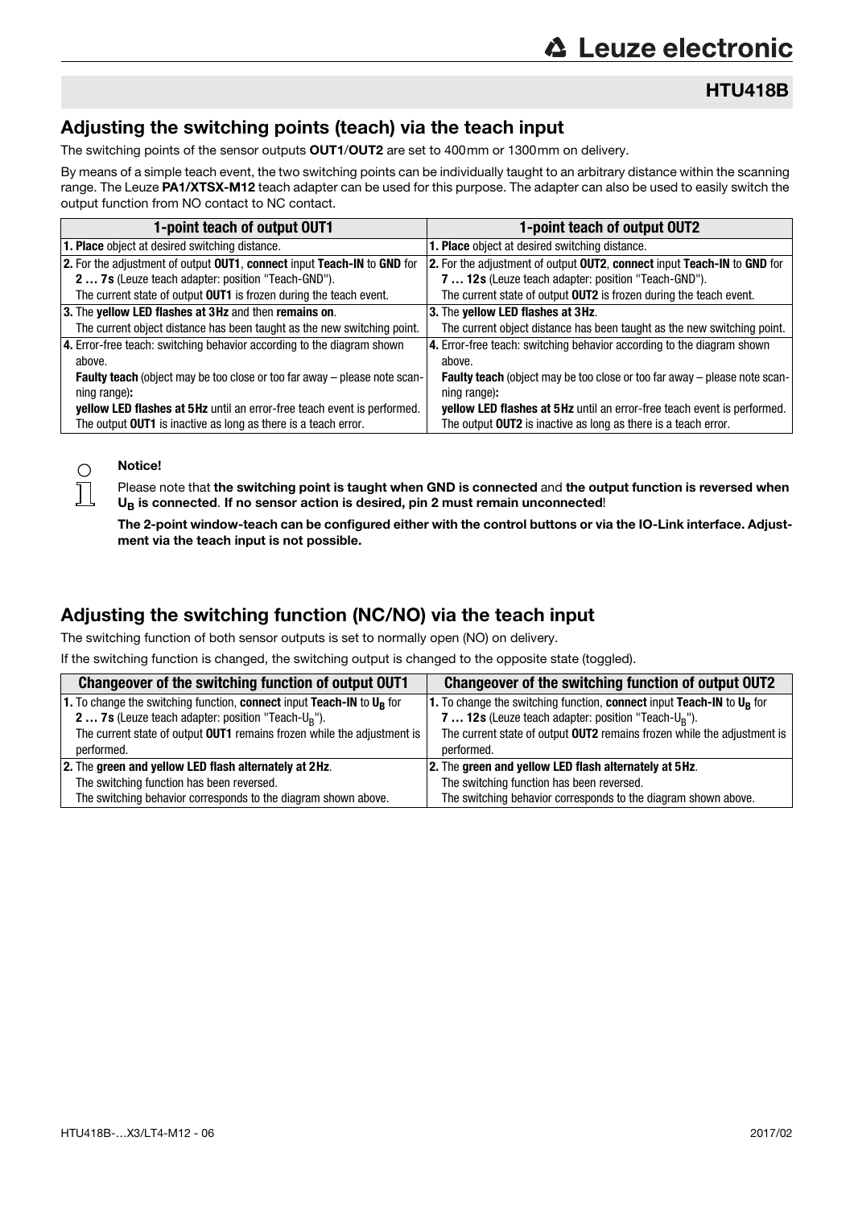## HTU418B

## Adjusting the switching points (teach) via the teach input

The switching points of the sensor outputs **OUT1**/**OUT2** are set to 400mm or 1300mm on delivery.

By means of a simple teach event, the two switching points can be individually taught to an arbitrary distance within the scanning range. The Leuze **PA1/XTSX-M12** teach adapter can be used for this purpose. The adapter can also be used to easily switch the output function from NO contact to NC contact.

| 1-point teach of output OUT1 | 1-point teach of output OUT2 |
|---|---|
| **1. Place** object at desired switching distance. | **1. Place** object at desired switching distance. |
| **2.** For the adjustment of output **OUT1**, **connect** input **Teach-IN** to **GND** for **2 … 7s** (Leuze teach adapter: position "Teach-GND").<br>The current state of output **OUT1** is frozen during the teach event. | **2.** For the adjustment of output **OUT2**, **connect** input **Teach-IN** to **GND** for **7 … 12s** (Leuze teach adapter: position "Teach-GND").<br>The current state of output **OUT2** is frozen during the teach event. |
| **3.** The **yellow LED flashes at 3Hz** and then **remains on**.<br>The current object distance has been taught as the new switching point. | **3.** The **yellow LED flashes at 3Hz**.<br>The current object distance has been taught as the new switching point. |
| **4.** Error-free teach: switching behavior according to the diagram shown above.<br>**Faulty teach** (object may be too close or too far away – please note scanning range)**:**<br>**yellow LED flashes at 5Hz** until an error-free teach event is performed.<br>The output **OUT1** is inactive as long as there is a teach error. | **4.** Error-free teach: switching behavior according to the diagram shown above.<br>**Faulty teach** (object may be too close or too far away – please note scanning range)**:**<br>**yellow LED flashes at 5Hz** until an error-free teach event is performed.<br>The output **OUT2** is inactive as long as there is a teach error. |

**Notice!**

Please note that **the switching point is taught when GND is connected** and **the output function is reversed when $U_B$ is connected**. **If no sensor action is desired, pin 2 must remain unconnected**!

**The 2-point window-teach can be configured either with the control buttons or via the IO-Link interface. Adjustment via the teach input is not possible.**

## Adjusting the switching function (NC/NO) via the teach input

The switching function of both sensor outputs is set to normally open (NO) on delivery.

If the switching function is changed, the switching output is changed to the opposite state (toggled).

| Changeover of the switching function of output OUT1 | Changeover of the switching function of output OUT2 |
|---|---|
| **1.** To change the switching function, **connect** input **Teach-IN** to $U_B$ for **2 … 7s** (Leuze teach adapter: position "Teach-$U_B$").<br>The current state of output **OUT1** remains frozen while the adjustment is performed. | **1.** To change the switching function, **connect** input **Teach-IN** to $U_B$ for **7 … 12s** (Leuze teach adapter: position "Teach-$U_B$").<br>The current state of output **OUT2** remains frozen while the adjustment is performed. |
| **2.** The **green and yellow LED flash alternately at 2Hz**.<br>The switching function has been reversed.<br>The switching behavior corresponds to the diagram shown above. | **2.** The **green and yellow LED flash alternately at 5Hz**.<br>The switching function has been reversed.<br>The switching behavior corresponds to the diagram shown above. |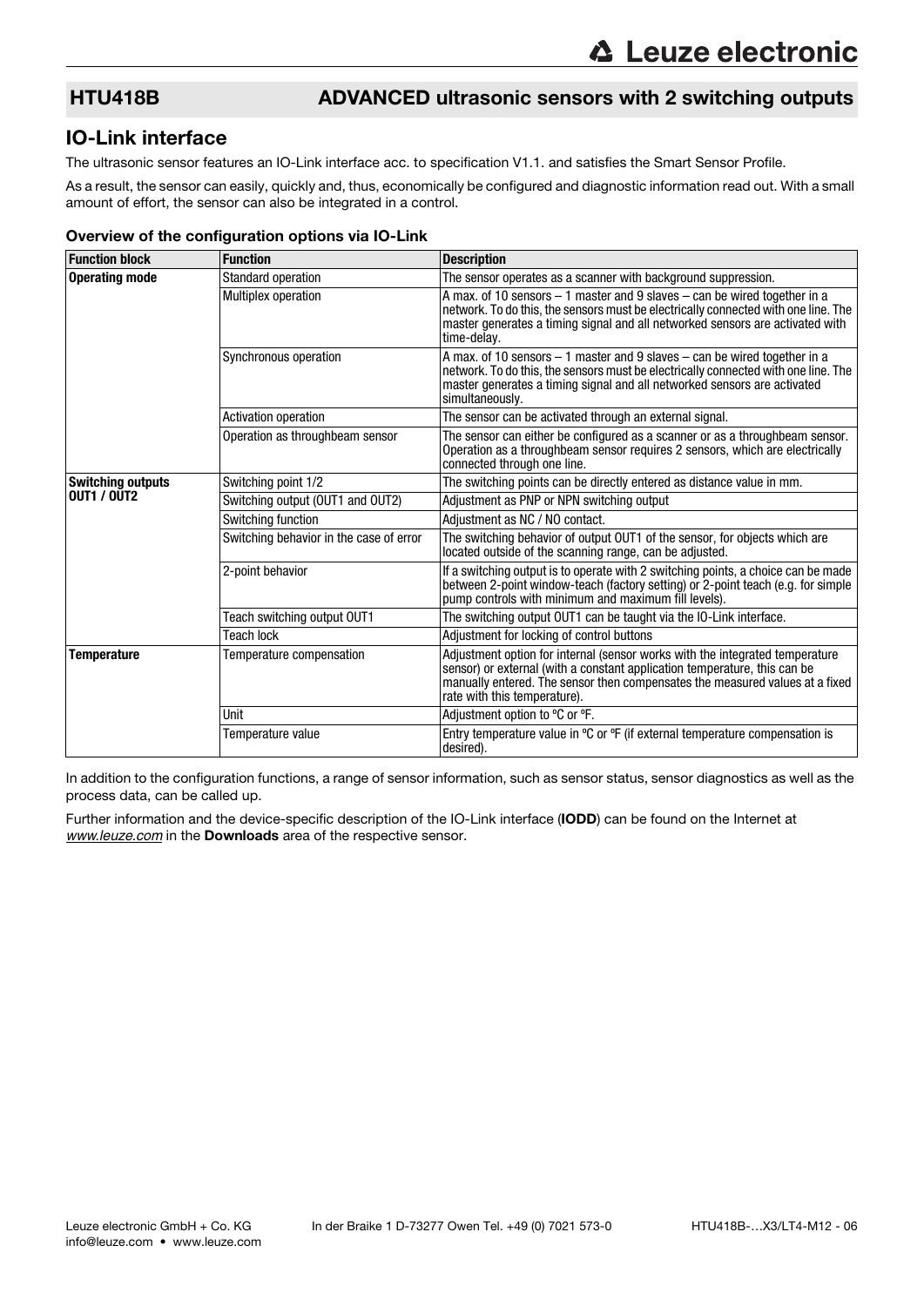## HTU418B ADVANCED ultrasonic sensors with 2 switching outputs

## IO-Link interface

The ultrasonic sensor features an IO-Link interface acc. to specification V1.1. and satisfies the Smart Sensor Profile.

As a result, the sensor can easily, quickly and, thus, economically be configured and diagnostic information read out. With a small amount of effort, the sensor can also be integrated in a control.

### Overview of the configuration options via IO-Link

| Function block | Function | Description |
|---|---|---|
| **Operating mode** | Standard operation | The sensor operates as a scanner with background suppression. |
| | Multiplex operation | A max. of 10 sensors – 1 master and 9 slaves – can be wired together in a network. To do this, the sensors must be electrically connected with one line. The master generates a timing signal and all networked sensors are activated with time-delay. |
| | Synchronous operation | A max. of 10 sensors – 1 master and 9 slaves – can be wired together in a network. To do this, the sensors must be electrically connected with one line. The master generates a timing signal and all networked sensors are activated simultaneously. |
| | Activation operation | The sensor can be activated through an external signal. |
| | Operation as throughbeam sensor | The sensor can either be configured as a scanner or as a throughbeam sensor. Operation as a throughbeam sensor requires 2 sensors, which are electrically connected through one line. |
| **Switching outputs OUT1 / OUT2** | Switching point 1/2 | The switching points can be directly entered as distance value in mm. |
| | Switching output (OUT1 and OUT2) | Adjustment as PNP or NPN switching output |
| | Switching function | Adjustment as NC / NO contact. |
| | Switching behavior in the case of error | The switching behavior of output OUT1 of the sensor, for objects which are located outside of the scanning range, can be adjusted. |
| | 2-point behavior | If a switching output is to operate with 2 switching points, a choice can be made between 2-point window-teach (factory setting) or 2-point teach (e.g. for simple pump controls with minimum and maximum fill levels). |
| | Teach switching output OUT1 | The switching output OUT1 can be taught via the IO-Link interface. |
| | Teach lock | Adjustment for locking of control buttons |
| **Temperature** | Temperature compensation | Adjustment option for internal (sensor works with the integrated temperature sensor) or external (with a constant application temperature, this can be manually entered. The sensor then compensates the measured values at a fixed rate with this temperature). |
| | Unit | Adjustment option to °C or °F. |
| | Temperature value | Entry temperature value in °C or °F (if external temperature compensation is desired). |

In addition to the configuration functions, a range of sensor information, such as sensor status, sensor diagnostics as well as the process data, can be called up.

Further information and the device-specific description of the IO-Link interface (**IODD**) can be found on the Internet at *www.leuze.com* in the **Downloads** area of the respective sensor.